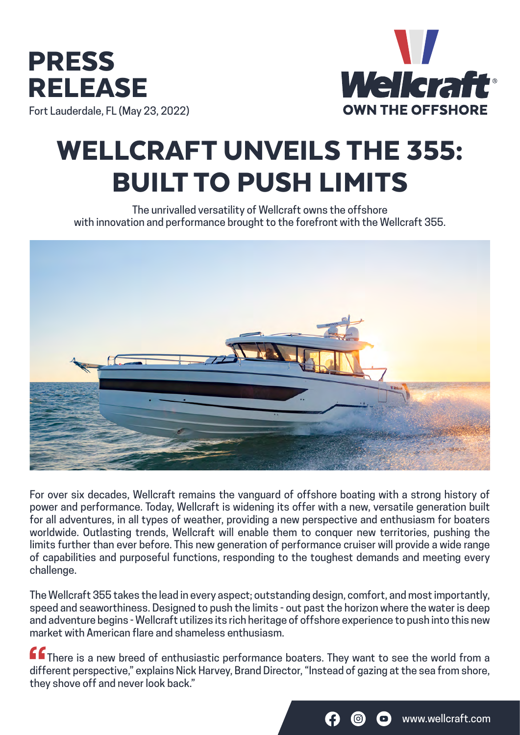# PRESS RELEASE

Fort Lauderdale, FL (May 23, 2022)

Wellcraft®
OWN THE OFFSHORE

# WELLCRAFT UNVEILS THE 355: BUILT TO PUSH LIMITS

The unrivalled versatility of Wellcraft owns the offshore with innovation and performance brought to the forefront with the Wellcraft 355.

For over six decades, Wellcraft remains the vanguard of offshore boating with a strong history of power and performance. Today, Wellcraft is widening its offer with a new, versatile generation built for all adventures, in all types of weather, providing a new perspective and enthusiasm for boaters worldwide. Outlasting trends, Wellcraft will enable them to conquer new territories, pushing the limits further than ever before. This new generation of performance cruiser will provide a wide range of capabilities and purposeful functions, responding to the toughest demands and meeting every challenge.

The Wellcraft 355 takes the lead in every aspect; outstanding design, comfort, and most importantly, speed and seaworthiness. Designed to push the limits - out past the horizon where the water is deep and adventure begins - Wellcraft utilizes its rich heritage of offshore experience to push into this new market with American flare and shameless enthusiasm.

"There is a new breed of enthusiastic performance boaters. They want to see the world from a different perspective," explains Nick Harvey, Brand Director, "Instead of gazing at the sea from shore, they shove off and never look back."

www.wellcraft.com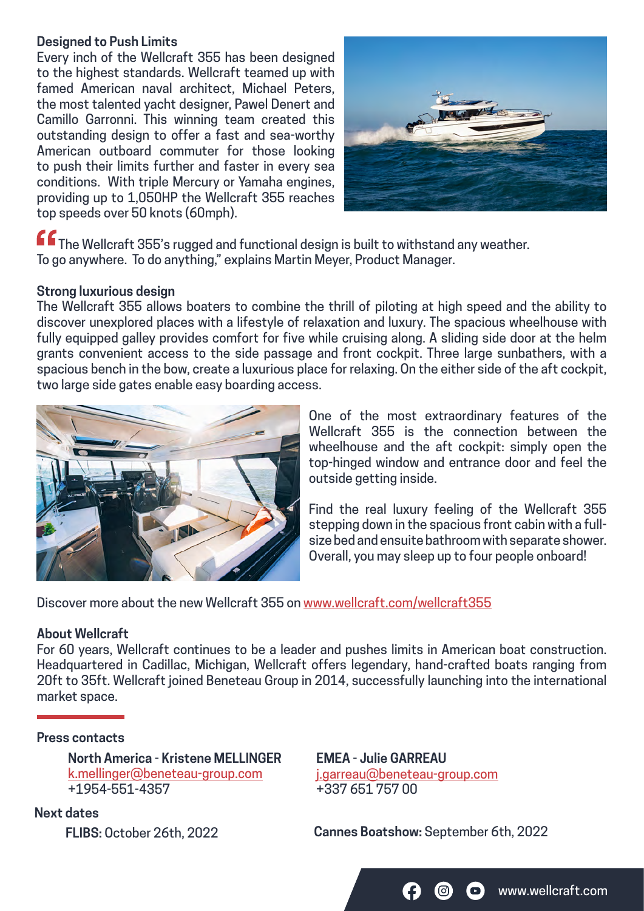### Designed to Push Limits

Every inch of the Wellcraft 355 has been designed to the highest standards. Wellcraft teamed up with famed American naval architect, Michael Peters, the most talented yacht designer, Pawel Denert and Camillo Garronni. This winning team created this outstanding design to offer a fast and sea-worthy American outboard commuter for those looking to push their limits further and faster in every sea conditions. With triple Mercury or Yamaha engines, providing up to 1,050HP the Wellcraft 355 reaches top speeds over 50 knots (60mph).

"The Wellcraft 355's rugged and functional design is built to withstand any weather. To go anywhere. To do anything," explains Martin Meyer, Product Manager.

### Strong luxurious design

The Wellcraft 355 allows boaters to combine the thrill of piloting at high speed and the ability to discover unexplored places with a lifestyle of relaxation and luxury. The spacious wheelhouse with fully equipped galley provides comfort for five while cruising along. A sliding side door at the helm grants convenient access to the side passage and front cockpit. Three large sunbathers, with a spacious bench in the bow, create a luxurious place for relaxing. On the either side of the aft cockpit, two large side gates enable easy boarding access.

One of the most extraordinary features of the Wellcraft 355 is the connection between the wheelhouse and the aft cockpit: simply open the top-hinged window and entrance door and feel the outside getting inside.

Find the real luxury feeling of the Wellcraft 355 stepping down in the spacious front cabin with a full-size bed and ensuite bathroom with separate shower. Overall, you may sleep up to four people onboard!

Discover more about the new Wellcraft 355 on [www.wellcraft.com/wellcraft355](http://www.wellcraft.com/wellcraft355)

### About Wellcraft

For 60 years, Wellcraft continues to be a leader and pushes limits in American boat construction. Headquartered in Cadillac, Michigan, Wellcraft offers legendary, hand-crafted boats ranging from 20ft to 35ft. Wellcraft joined Beneteau Group in 2014, successfully launching into the international market space.

### Press contacts

**North America - Kristene MELLINGER**
k.mellinger@beneteau-group.com
+1954-551-4357

**EMEA - Julie GARREAU**
j.garreau@beneteau-group.com
+337 651 757 00

### Next dates

**FLIBS:** October 26th, 2022

**Cannes Boatshow:** September 6th, 2022

www.wellcraft.com